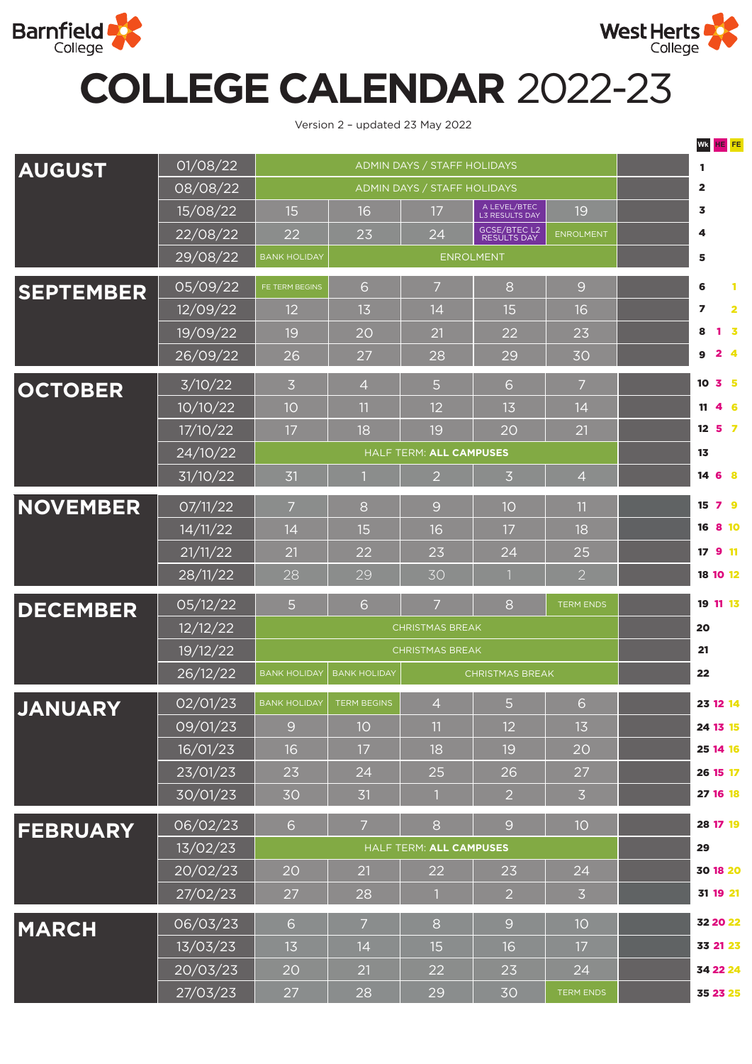Barnfield College

West Herts College

# COLLEGE CALENDAR 2022-23

Version 2 – updated 23 May 2022

| Month | Week beginning | Mon | Tue | Wed | Thu | Fri | | Wk | HE | FE |
|---|---|---|---|---|---|---|---|---|---|---|
| AUGUST | 01/08/22 | ADMIN DAYS / STAFF HOLIDAYS | | | | | | 1 | | |
| | 08/08/22 | ADMIN DAYS / STAFF HOLIDAYS | | | | | | 2 | | |
| | 15/08/22 | 15 | 16 | 17 | A LEVEL/BTEC L3 RESULTS DAY | 19 | | 3 | | |
| | 22/08/22 | 22 | 23 | 24 | GCSE/BTEC L2 RESULTS DAY | ENROLMENT | | 4 | | |
| | 29/08/22 | BANK HOLIDAY | ENROLMENT | | | | | 5 | | |
| SEPTEMBER | 05/09/22 | FE TERM BEGINS | 6 | 7 | 8 | 9 | | 6 | | 1 |
| | 12/09/22 | 12 | 13 | 14 | 15 | 16 | | 7 | | 2 |
| | 19/09/22 | 19 | 20 | 21 | 22 | 23 | | 8 | 1 | 3 |
| | 26/09/22 | 26 | 27 | 28 | 29 | 30 | | 9 | 2 | 4 |
| OCTOBER | 3/10/22 | 3 | 4 | 5 | 6 | 7 | | 10 | 3 | 5 |
| | 10/10/22 | 10 | 11 | 12 | 13 | 14 | | 11 | 4 | 6 |
| | 17/10/22 | 17 | 18 | 19 | 20 | 21 | | 12 | 5 | 7 |
| | 24/10/22 | HALF TERM: **ALL CAMPUSES** | | | | | | 13 | | |
| | 31/10/22 | 31 | 1 | 2 | 3 | 4 | | 14 | 6 | 8 |
| NOVEMBER | 07/11/22 | 7 | 8 | 9 | 10 | 11 | | 15 | 7 | 9 |
| | 14/11/22 | 14 | 15 | 16 | 17 | 18 | | 16 | 8 | 10 |
| | 21/11/22 | 21 | 22 | 23 | 24 | 25 | | 17 | 9 | 11 |
| | 28/11/22 | 28 | 29 | 30 | 1 | 2 | | 18 | 10 | 12 |
| DECEMBER | 05/12/22 | 5 | 6 | 7 | 8 | TERM ENDS | | 19 | 11 | 13 |
| | 12/12/22 | CHRISTMAS BREAK | | | | | | 20 | | |
| | 19/12/22 | CHRISTMAS BREAK | | | | | | 21 | | |
| | 26/12/22 | BANK HOLIDAY | BANK HOLIDAY | CHRISTMAS BREAK | | | | 22 | | |
| JANUARY | 02/01/23 | BANK HOLIDAY | TERM BEGINS | 4 | 5 | 6 | | 23 | 12 | 14 |
| | 09/01/23 | 9 | 10 | 11 | 12 | 13 | | 24 | 13 | 15 |
| | 16/01/23 | 16 | 17 | 18 | 19 | 20 | | 25 | 14 | 16 |
| | 23/01/23 | 23 | 24 | 25 | 26 | 27 | | 26 | 15 | 17 |
| | 30/01/23 | 30 | 31 | 1 | 2 | 3 | | 27 | 16 | 18 |
| FEBRUARY | 06/02/23 | 6 | 7 | 8 | 9 | 10 | | 28 | 17 | 19 |
| | 13/02/23 | HALF TERM: **ALL CAMPUSES** | | | | | | 29 | | |
| | 20/02/23 | 20 | 21 | 22 | 23 | 24 | | 30 | 18 | 20 |
| | 27/02/23 | 27 | 28 | 1 | 2 | 3 | | 31 | 19 | 21 |
| MARCH | 06/03/23 | 6 | 7 | 8 | 9 | 10 | | 32 | 20 | 22 |
| | 13/03/23 | 13 | 14 | 15 | 16 | 17 | | 33 | 21 | 23 |
| | 20/03/23 | 20 | 21 | 22 | 23 | 24 | | 34 | 22 | 24 |
| | 27/03/23 | 27 | 28 | 29 | 30 | TERM ENDS | | 35 | 23 | 25 |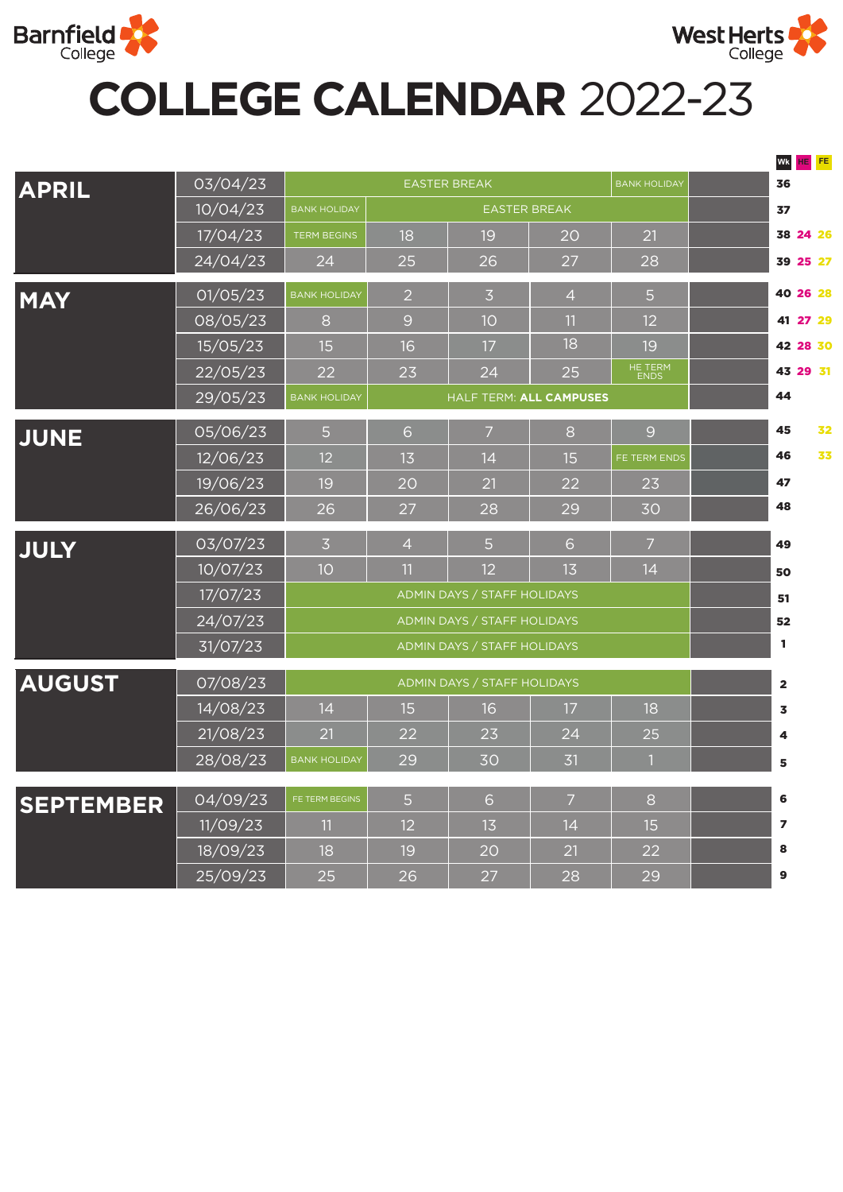# COLLEGE CALENDAR 2022-23

Barnfield College | West Herts College

| Month | Week commencing | Mon | Tue | Wed | Thu | Fri | | Wk | HE | FE |
|---|---|---|---|---|---|---|---|---|---|---|
| APRIL | 03/04/23 | EASTER BREAK | | | | BANK HOLIDAY | | 36 | | |
| | 10/04/23 | BANK HOLIDAY | EASTER BREAK | | | | | 37 | | |
| | 17/04/23 | TERM BEGINS | 18 | 19 | 20 | 21 | | 38 | 24 | 26 |
| | 24/04/23 | 24 | 25 | 26 | 27 | 28 | | 39 | 25 | 27 |
| MAY | 01/05/23 | BANK HOLIDAY | 2 | 3 | 4 | 5 | | 40 | 26 | 28 |
| | 08/05/23 | 8 | 9 | 10 | 11 | 12 | | 41 | 27 | 29 |
| | 15/05/23 | 15 | 16 | 17 | 18 | 19 | | 42 | 28 | 30 |
| | 22/05/23 | 22 | 23 | 24 | 25 | HE TERM ENDS | | 43 | 29 | 31 |
| | 29/05/23 | BANK HOLIDAY | HALF TERM: **ALL CAMPUSES** | | | | | 44 | | |
| JUNE | 05/06/23 | 5 | 6 | 7 | 8 | 9 | | 45 | | 32 |
| | 12/06/23 | 12 | 13 | 14 | 15 | FE TERM ENDS | | 46 | | 33 |
| | 19/06/23 | 19 | 20 | 21 | 22 | 23 | | 47 | | |
| | 26/06/23 | 26 | 27 | 28 | 29 | 30 | | 48 | | |
| JULY | 03/07/23 | 3 | 4 | 5 | 6 | 7 | | 49 | | |
| | 10/07/23 | 10 | 11 | 12 | 13 | 14 | | 50 | | |
| | 17/07/23 | ADMIN DAYS / STAFF HOLIDAYS | | | | | | 51 | | |
| | 24/07/23 | ADMIN DAYS / STAFF HOLIDAYS | | | | | | 52 | | |
| | 31/07/23 | ADMIN DAYS / STAFF HOLIDAYS | | | | | | 1 | | |
| AUGUST | 07/08/23 | ADMIN DAYS / STAFF HOLIDAYS | | | | | | 2 | | |
| | 14/08/23 | 14 | 15 | 16 | 17 | 18 | | 3 | | |
| | 21/08/23 | 21 | 22 | 23 | 24 | 25 | | 4 | | |
| | 28/08/23 | BANK HOLIDAY | 29 | 30 | 31 | 1 | | 5 | | |
| SEPTEMBER | 04/09/23 | FE TERM BEGINS | 5 | 6 | 7 | 8 | | 6 | | |
| | 11/09/23 | 11 | 12 | 13 | 14 | 15 | | 7 | | |
| | 18/09/23 | 18 | 19 | 20 | 21 | 22 | | 8 | | |
| | 25/09/23 | 25 | 26 | 27 | 28 | 29 | | 9 | | |